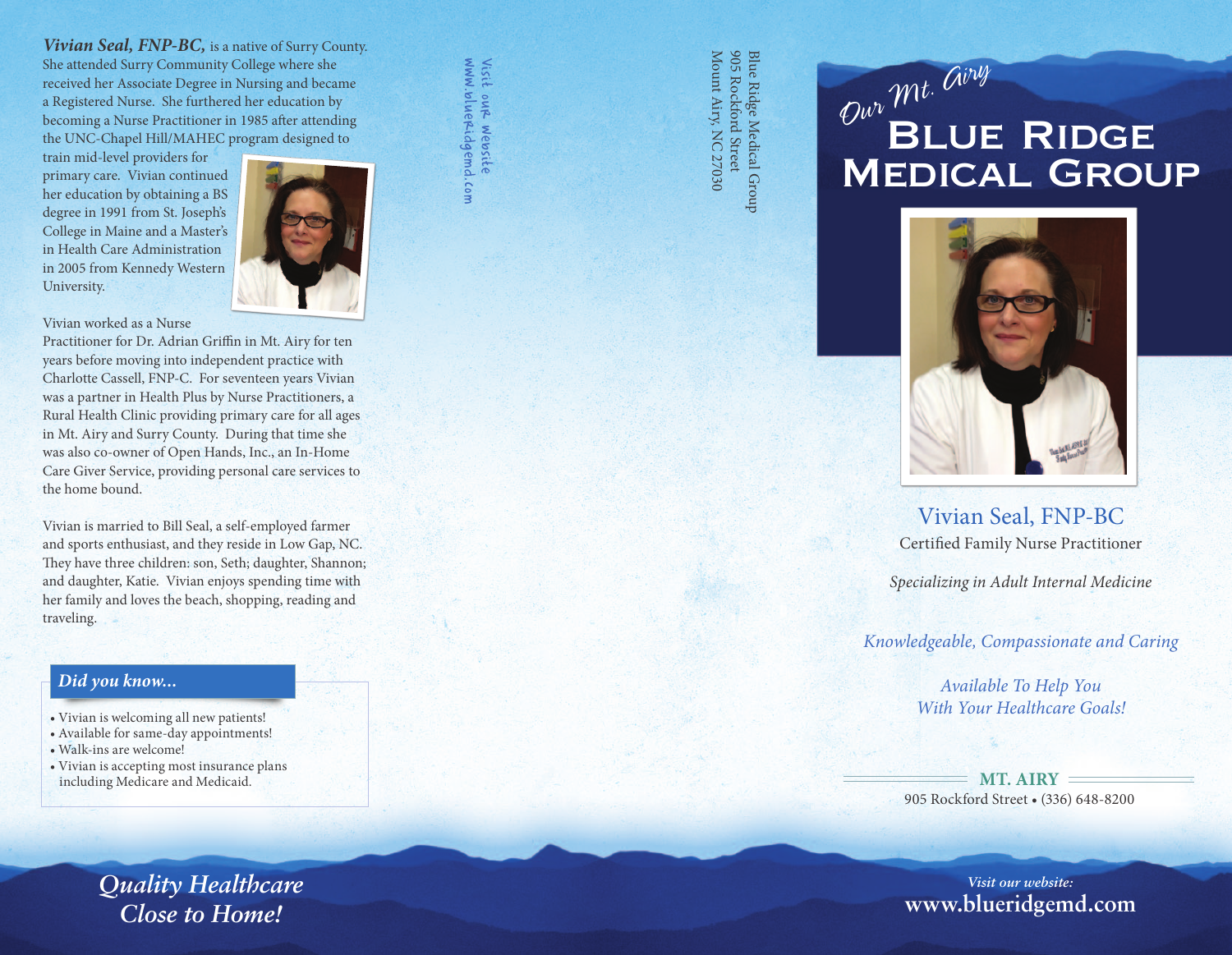***Vivian Seal, FNP-BC,*** is a native of Surry County. She attended Surry Community College where she received her Associate Degree in Nursing and became a Registered Nurse. She furthered her education by becoming a Nurse Practitioner in 1985 after attending the UNC-Chapel Hill/MAHEC program designed to train mid-level providers for primary care. Vivian continued her education by obtaining a BS degree in 1991 from St. Joseph's College in Maine and a Master's in Health Care Administration in 2005 from Kennedy Western University.

Vivian worked as a Nurse Practitioner for Dr. Adrian Griffin in Mt. Airy for ten years before moving into independent practice with Charlotte Cassell, FNP-C. For seventeen years Vivian was a partner in Health Plus by Nurse Practitioners, a Rural Health Clinic providing primary care for all ages in Mt. Airy and Surry County. During that time she was also co-owner of Open Hands, Inc., an In-Home Care Giver Service, providing personal care services to the home bound.

Vivian is married to Bill Seal, a self-employed farmer and sports enthusiast, and they reside in Low Gap, NC. They have three children: son, Seth; daughter, Shannon; and daughter, Katie. Vivian enjoys spending time with her family and loves the beach, shopping, reading and traveling.

### *Did you know...*

- Vivian is welcoming all new patients!
- Available for same-day appointments!
- Walk-ins are welcome!
- Vivian is accepting most insurance plans including Medicare and Medicaid.

***Quality Healthcare Close to Home!***

Visit our website
www.blueridgemd.com

Blue Ridge Medical Group
905 Rockford Street
Mount Airy, NC 27030

*Our Mt. Airy*

# Blue Ridge Medical Group

## Vivian Seal, FNP-BC

Certified Family Nurse Practitioner

*Specializing in Adult Internal Medicine*

*Knowledgeable, Compassionate and Caring*

*Available To Help You With Your Healthcare Goals!*

**MT. AIRY**

905 Rockford Street • (336) 648-8200

*Visit our website:*
**www.blueridgemd.com**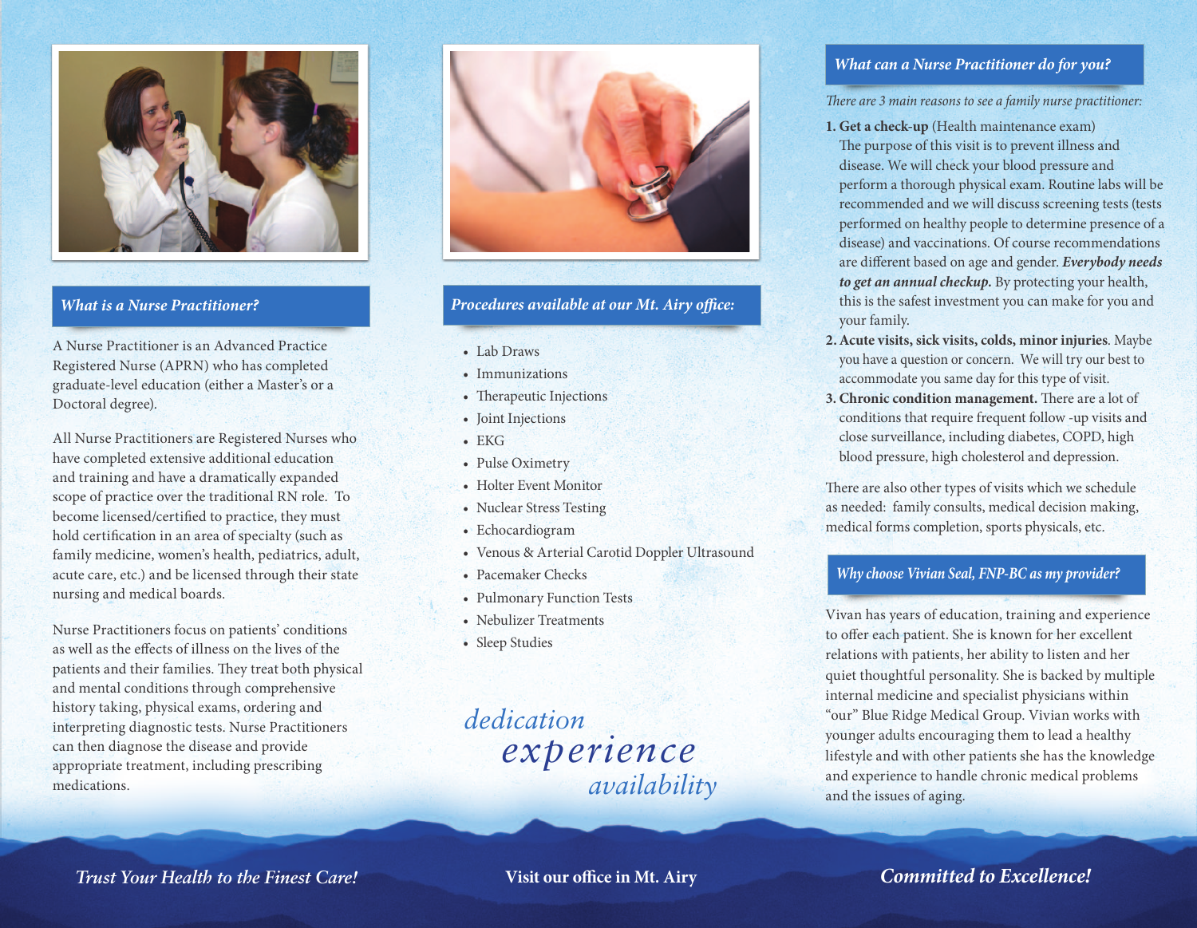## *What is a Nurse Practitioner?*

A Nurse Practitioner is an Advanced Practice Registered Nurse (APRN) who has completed graduate-level education (either a Master's or a Doctoral degree).

All Nurse Practitioners are Registered Nurses who have completed extensive additional education and training and have a dramatically expanded scope of practice over the traditional RN role. To become licensed/certified to practice, they must hold certification in an area of specialty (such as family medicine, women's health, pediatrics, adult, acute care, etc.) and be licensed through their state nursing and medical boards.

Nurse Practitioners focus on patients' conditions as well as the effects of illness on the lives of the patients and their families. They treat both physical and mental conditions through comprehensive history taking, physical exams, ordering and interpreting diagnostic tests. Nurse Practitioners can then diagnose the disease and provide appropriate treatment, including prescribing medications.

*Trust Your Health to the Finest Care!*

## *Procedures available at our Mt. Airy office:*

- Lab Draws
- Immunizations
- Therapeutic Injections
- Joint Injections
- EKG
- Pulse Oximetry
- Holter Event Monitor
- Nuclear Stress Testing
- Echocardiogram
- Venous & Arterial Carotid Doppler Ultrasound
- Pacemaker Checks
- Pulmonary Function Tests
- Nebulizer Treatments
- Sleep Studies

*dedication*
*experience*
*availability*

**Visit our office in Mt. Airy**

## *What can a Nurse Practitioner do for you?*

*There are 3 main reasons to see a family nurse practitioner:*

1. **Get a check-up** (Health maintenance exam) The purpose of this visit is to prevent illness and disease. We will check your blood pressure and perform a thorough physical exam. Routine labs will be recommended and we will discuss screening tests (tests performed on healthy people to determine presence of a disease) and vaccinations. Of course recommendations are different based on age and gender. ***Everybody needs to get an annual checkup.*** By protecting your health, this is the safest investment you can make for you and your family.
2. **Acute visits, sick visits, colds, minor injuries**. Maybe you have a question or concern. We will try our best to accommodate you same day for this type of visit.
3. **Chronic condition management.** There are a lot of conditions that require frequent follow -up visits and close surveillance, including diabetes, COPD, high blood pressure, high cholesterol and depression.

There are also other types of visits which we schedule as needed: family consults, medical decision making, medical forms completion, sports physicals, etc.

## *Why choose Vivian Seal, FNP-BC as my provider?*

Vivan has years of education, training and experience to offer each patient. She is known for her excellent relations with patients, her ability to listen and her quiet thoughtful personality. She is backed by multiple internal medicine and specialist physicians within "our" Blue Ridge Medical Group. Vivian works with younger adults encouraging them to lead a healthy lifestyle and with other patients she has the knowledge and experience to handle chronic medical problems and the issues of aging.

***Committed to Excellence!***